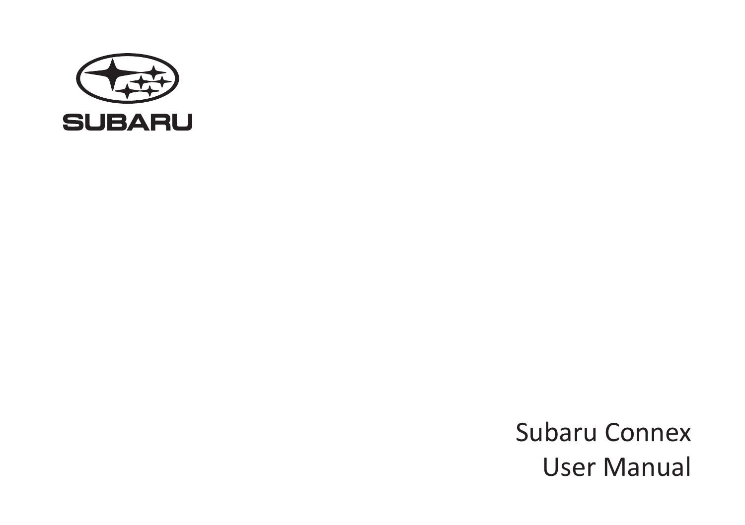SUBARU

# Subaru Connex User Manual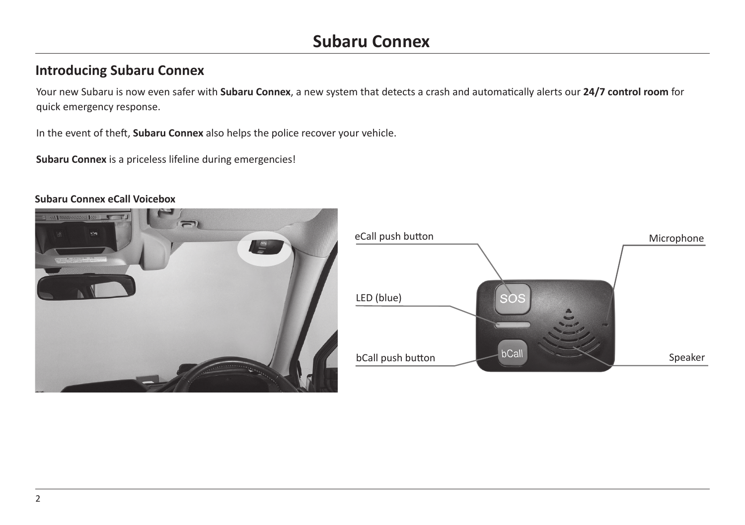# Subaru Connex

## Introducing Subaru Connex

Your new Subaru is now even safer with **Subaru Connex**, a new system that detects a crash and automatically alerts our **24/7 control room** for quick emergency response.

In the event of theft, **Subaru Connex** also helps the police recover your vehicle.

**Subaru Connex** is a priceless lifeline during emergencies!

**Subaru Connex eCall Voicebox**

eCall push button

LED (blue)

bCall push button

Microphone

Speaker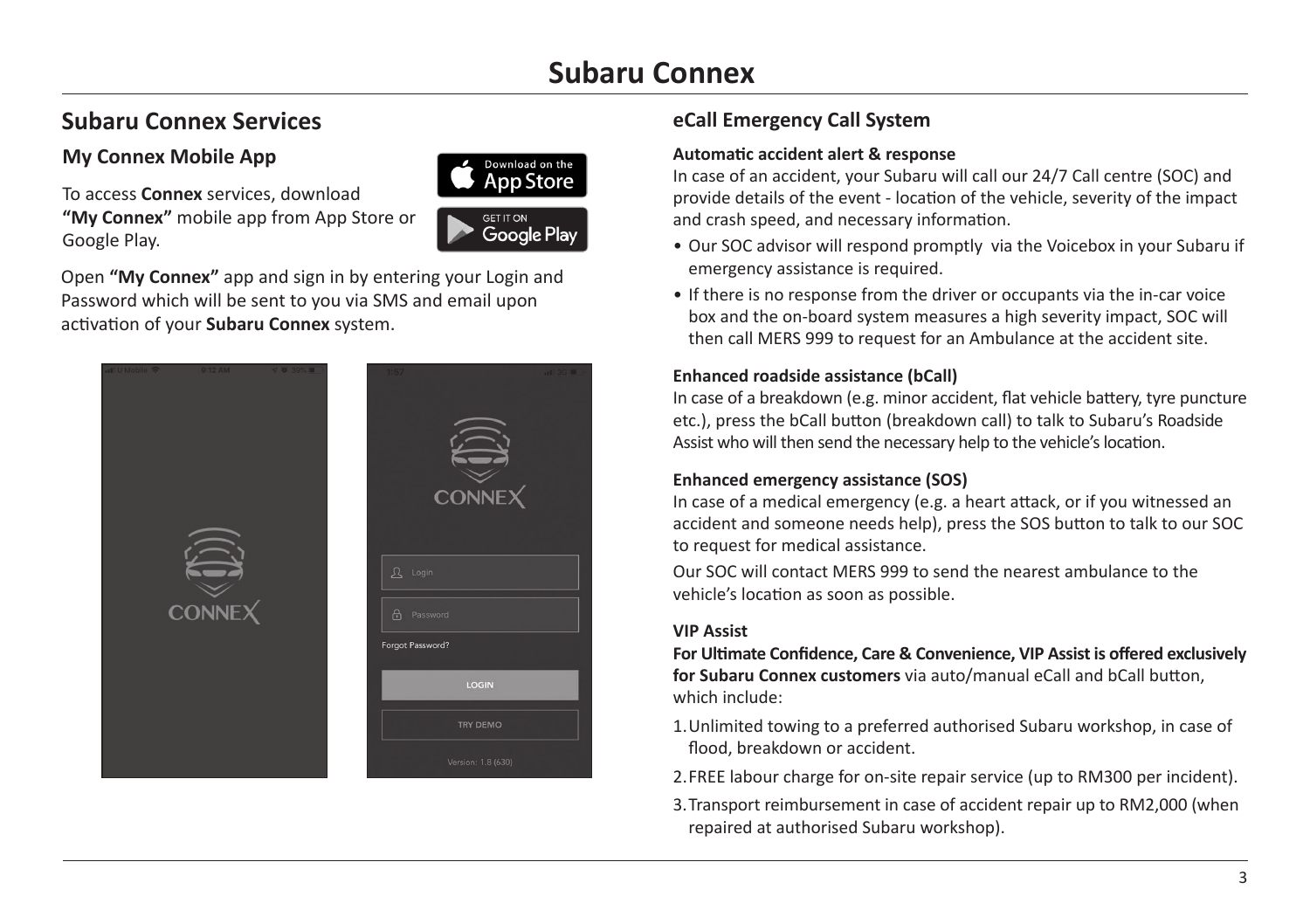# Subaru Connex

## Subaru Connex Services

### My Connex Mobile App

To access **Connex** services, download **"My Connex"** mobile app from App Store or Google Play.

Open **"My Connex"** app and sign in by entering your Login and Password which will be sent to you via SMS and email upon activation of your **Subaru Connex** system.

## eCall Emergency Call System

**Automatic accident alert & response**

In case of an accident, your Subaru will call our 24/7 Call centre (SOC) and provide details of the event - location of the vehicle, severity of the impact and crash speed, and necessary information.

- Our SOC advisor will respond promptly via the Voicebox in your Subaru if emergency assistance is required.
- If there is no response from the driver or occupants via the in-car voice box and the on-board system measures a high severity impact, SOC will then call MERS 999 to request for an Ambulance at the accident site.

**Enhanced roadside assistance (bCall)**

In case of a breakdown (e.g. minor accident, flat vehicle battery, tyre puncture etc.), press the bCall button (breakdown call) to talk to Subaru's Roadside Assist who will then send the necessary help to the vehicle's location.

**Enhanced emergency assistance (SOS)**

In case of a medical emergency (e.g. a heart attack, or if you witnessed an accident and someone needs help), press the SOS button to talk to our SOC to request for medical assistance.

Our SOC will contact MERS 999 to send the nearest ambulance to the vehicle's location as soon as possible.

**VIP Assist**

**For Ultimate Confidence, Care & Convenience, VIP Assist is offered exclusively for Subaru Connex customers** via auto/manual eCall and bCall button, which include:

1. Unlimited towing to a preferred authorised Subaru workshop, in case of flood, breakdown or accident.
2. FREE labour charge for on-site repair service (up to RM300 per incident).
3. Transport reimbursement in case of accident repair up to RM2,000 (when repaired at authorised Subaru workshop).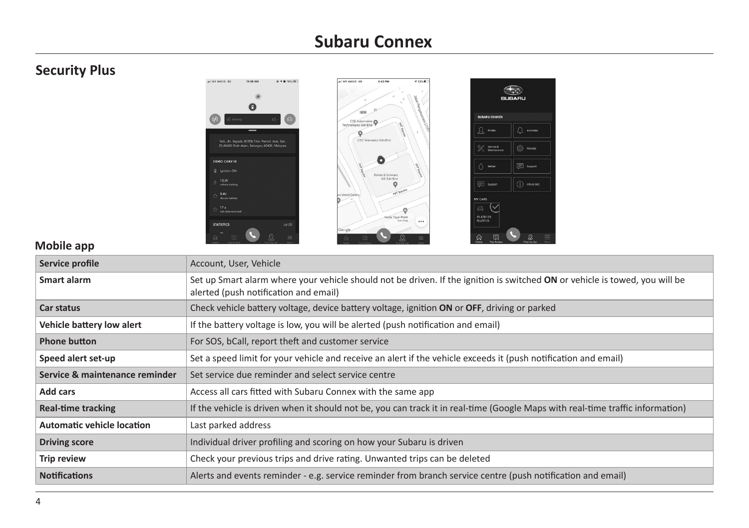# Subaru Connex

## Security Plus

### Mobile app

| Service profile | Account, User, Vehicle |
|---|---|
| **Smart alarm** | Set up Smart alarm where your vehicle should not be driven. If the ignition is switched **ON** or vehicle is towed, you will be alerted (push notification and email) |
| **Car status** | Check vehicle battery voltage, device battery voltage, ignition **ON** or **OFF**, driving or parked |
| **Vehicle battery low alert** | If the battery voltage is low, you will be alerted (push notification and email) |
| **Phone button** | For SOS, bCall, report theft and customer service |
| **Speed alert set-up** | Set a speed limit for your vehicle and receive an alert if the vehicle exceeds it (push notification and email) |
| **Service & maintenance reminder** | Set service due reminder and select service centre |
| **Add cars** | Access all cars fitted with Subaru Connex with the same app |
| **Real-time tracking** | If the vehicle is driven when it should not be, you can track it in real-time (Google Maps with real-time traffic information) |
| **Automatic vehicle location** | Last parked address |
| **Driving score** | Individual driver profiling and scoring on how your Subaru is driven |
| **Trip review** | Check your previous trips and drive rating. Unwanted trips can be deleted |
| **Notifications** | Alerts and events reminder - e.g. service reminder from branch service centre (push notification and email) |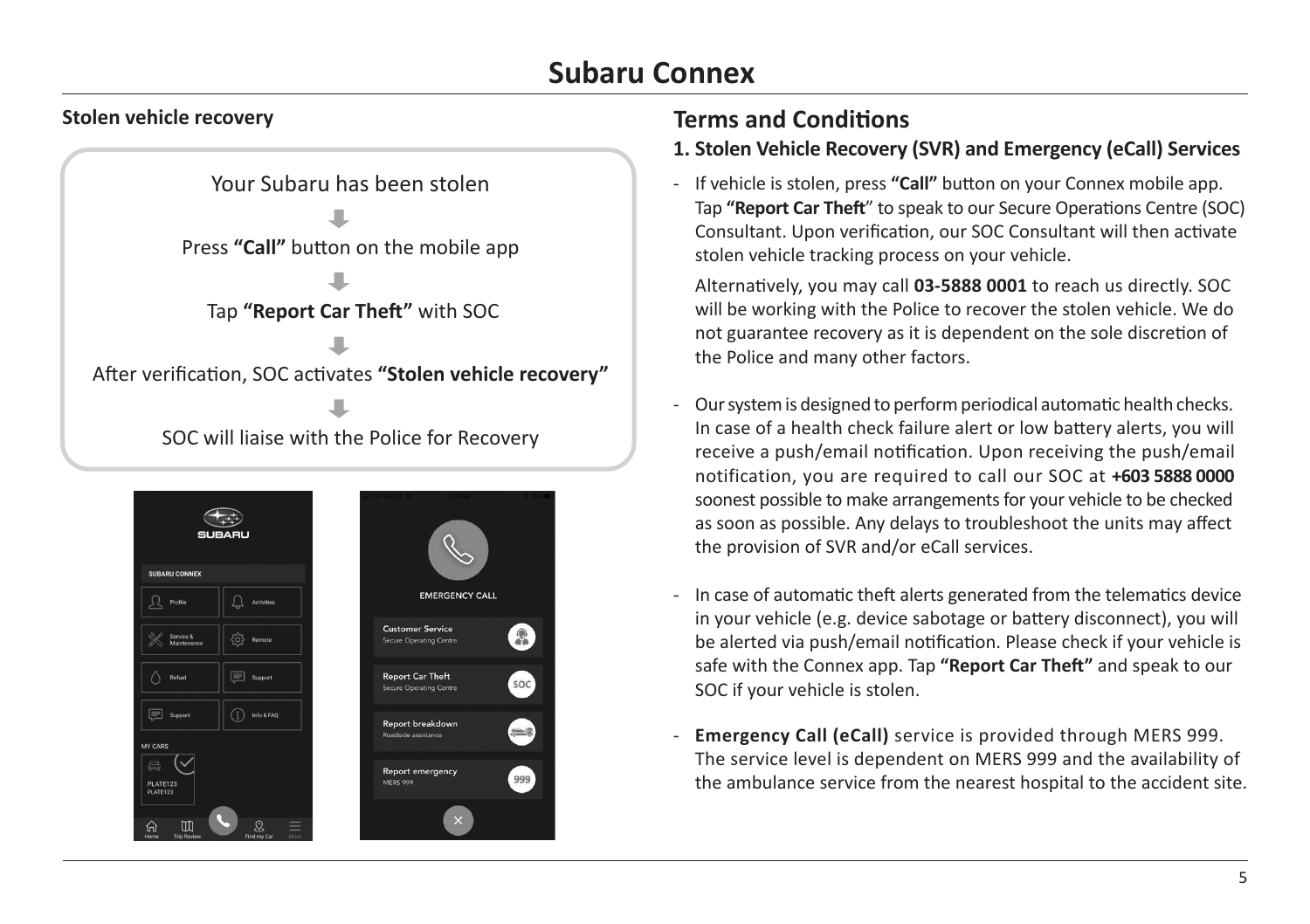# Subaru Connex

## Stolen vehicle recovery

Your Subaru has been stolen

↓

Press **"Call"** button on the mobile app

↓

Tap **"Report Car Theft"** with SOC

↓

After verification, SOC activates **"Stolen vehicle recovery"**

↓

SOC will liaise with the Police for Recovery

## Terms and Conditions

### 1. Stolen Vehicle Recovery (SVR) and Emergency (eCall) Services

- If vehicle is stolen, press **"Call"** button on your Connex mobile app. Tap **"Report Car Theft"** to speak to our Secure Operations Centre (SOC) Consultant. Upon verification, our SOC Consultant will then activate stolen vehicle tracking process on your vehicle.

  Alternatively, you may call **03-5888 0001** to reach us directly. SOC will be working with the Police to recover the stolen vehicle. We do not guarantee recovery as it is dependent on the sole discretion of the Police and many other factors.

- Our system is designed to perform periodical automatic health checks. In case of a health check failure alert or low battery alerts, you will receive a push/email notification. Upon receiving the push/email notification, you are required to call our SOC at **+603 5888 0000** soonest possible to make arrangements for your vehicle to be checked as soon as possible. Any delays to troubleshoot the units may affect the provision of SVR and/or eCall services.

- In case of automatic theft alerts generated from the telematics device in your vehicle (e.g. device sabotage or battery disconnect), you will be alerted via push/email notification. Please check if your vehicle is safe with the Connex app. Tap **"Report Car Theft"** and speak to our SOC if your vehicle is stolen.

- **Emergency Call (eCall)** service is provided through MERS 999. The service level is dependent on MERS 999 and the availability of the ambulance service from the nearest hospital to the accident site.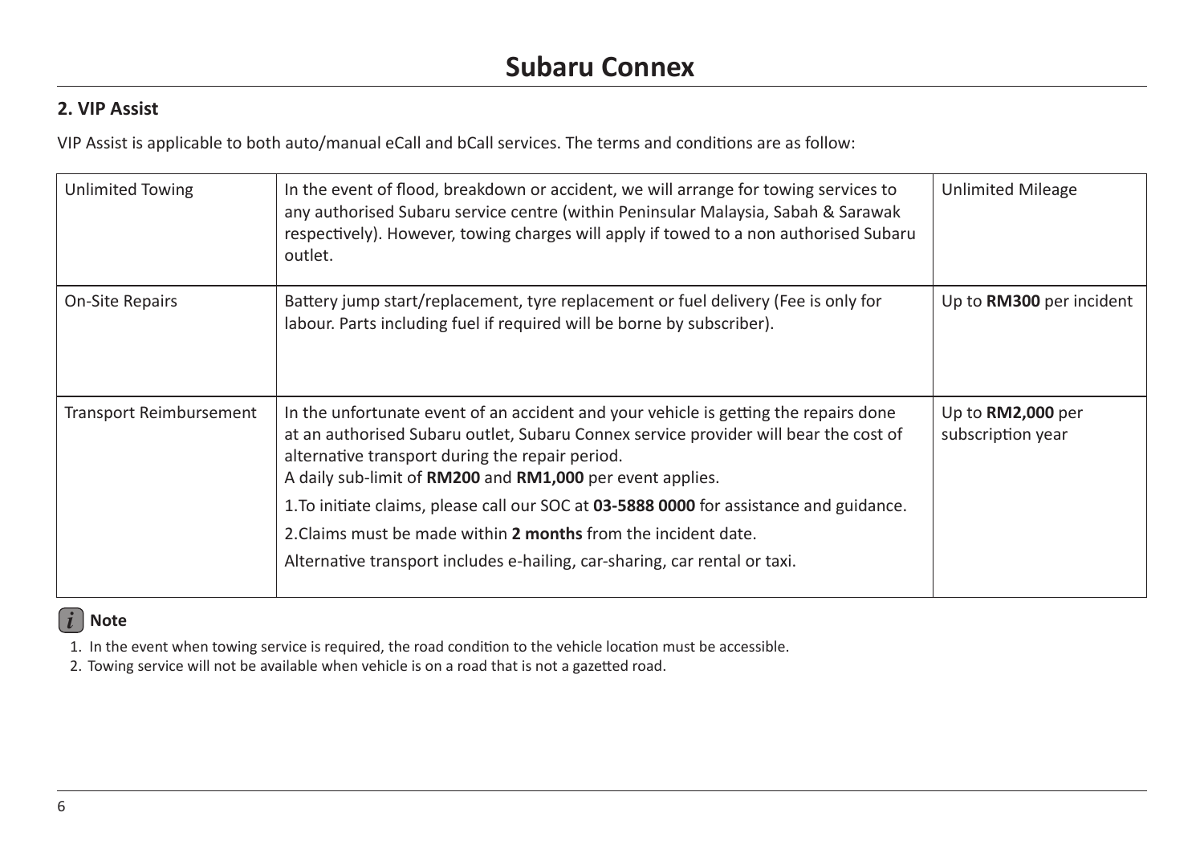# Subaru Connex

## 2. VIP Assist

VIP Assist is applicable to both auto/manual eCall and bCall services. The terms and conditions are as follow:

| | | |
|---|---|---|
| Unlimited Towing | In the event of flood, breakdown or accident, we will arrange for towing services to any authorised Subaru service centre (within Peninsular Malaysia, Sabah & Sarawak respectively). However, towing charges will apply if towed to a non authorised Subaru outlet. | Unlimited Mileage |
| On-Site Repairs | Battery jump start/replacement, tyre replacement or fuel delivery (Fee is only for labour. Parts including fuel if required will be borne by subscriber). | Up to **RM300** per incident |
| Transport Reimbursement | In the unfortunate event of an accident and your vehicle is getting the repairs done at an authorised Subaru outlet, Subaru Connex service provider will bear the cost of alternative transport during the repair period.<br>A daily sub-limit of **RM200** and **RM1,000** per event applies.<br>1.To initiate claims, please call our SOC at **03-5888 0000** for assistance and guidance.<br>2.Claims must be made within **2 months** from the incident date.<br>Alternative transport includes e-hailing, car-sharing, car rental or taxi. | Up to **RM2,000** per subscription year |

**Note**

1. In the event when towing service is required, the road condition to the vehicle location must be accessible.
2. Towing service will not be available when vehicle is on a road that is not a gazetted road.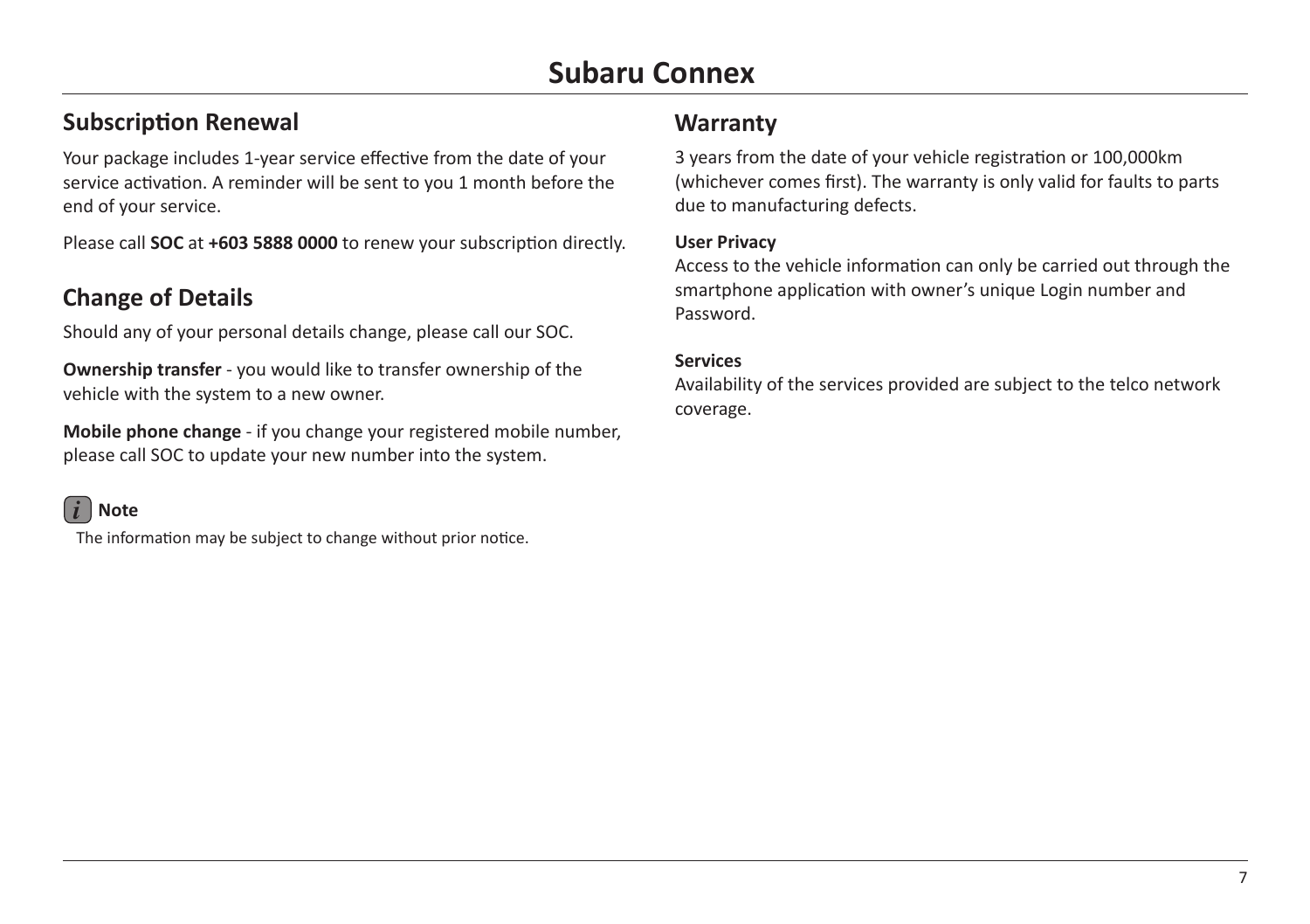# Subaru Connex

## Subscription Renewal

Your package includes 1-year service effective from the date of your service activation. A reminder will be sent to you 1 month before the end of your service.

Please call **SOC** at **+603 5888 0000** to renew your subscription directly.

## Change of Details

Should any of your personal details change, please call our SOC.

**Ownership transfer** - you would like to transfer ownership of the vehicle with the system to a new owner.

**Mobile phone change** - if you change your registered mobile number, please call SOC to update your new number into the system.

**Note**

The information may be subject to change without prior notice.

## Warranty

3 years from the date of your vehicle registration or 100,000km (whichever comes first). The warranty is only valid for faults to parts due to manufacturing defects.

**User Privacy**
Access to the vehicle information can only be carried out through the smartphone application with owner's unique Login number and Password.

**Services**
Availability of the services provided are subject to the telco network coverage.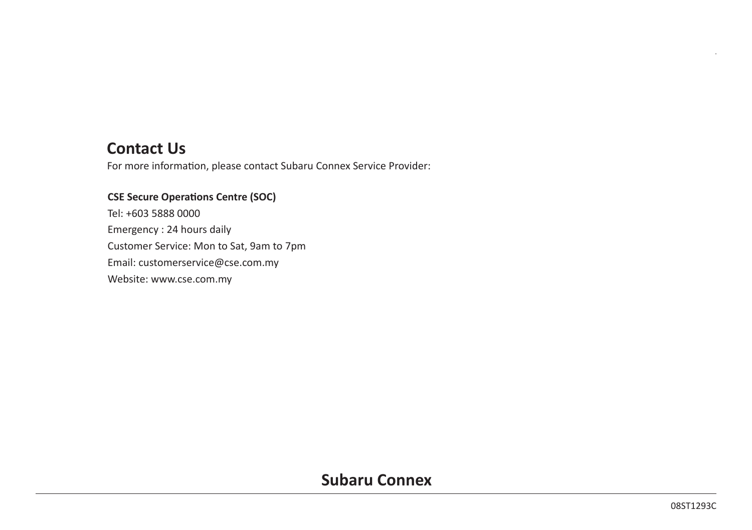## Contact Us

For more information, please contact Subaru Connex Service Provider:

**CSE Secure Operations Centre (SOC)**

Tel: +603 5888 0000

Emergency : 24 hours daily

Customer Service: Mon to Sat, 9am to 7pm

Email: customerservice@cse.com.my

Website: www.cse.com.my

**Subaru Connex**

08ST1293C